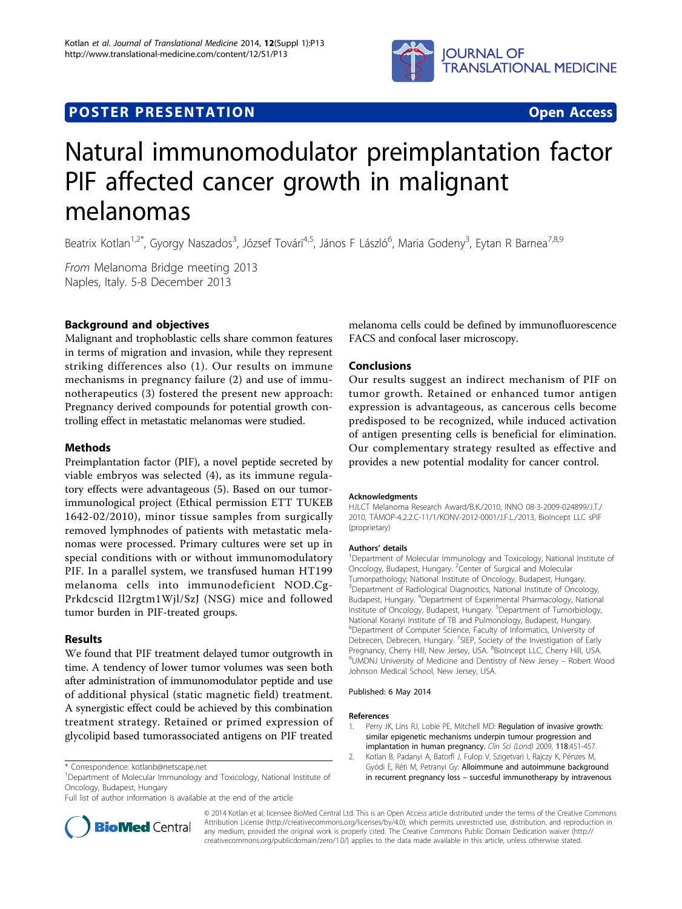**POSTER PRESENTATION** **Open Access**

# Natural immunomodulator preimplantation factor PIF affected cancer growth in malignant melanomas

Beatrix Kotlan[1,2*], Gyorgy Naszados[3], József Továri[4,5], János F László[6], Maria Godeny[3], Eytan R Barnea[7,8,9]

*From* Melanoma Bridge meeting 2013
Naples, Italy. 5-8 December 2013

## Background and objectives

Malignant and trophoblastic cells share common features in terms of migration and invasion, while they represent striking differences also (1). Our results on immune mechanisms in pregnancy failure (2) and use of immunotherapeutics (3) fostered the present new approach: Pregnancy derived compounds for potential growth controlling effect in metastatic melanomas were studied.

## Methods

Preimplantation factor (PIF), a novel peptide secreted by viable embryos was selected (4), as its immune regulatory effects were advantageous (5). Based on our tumorimmunological project (Ethical permission ETT TUKEB 1642-02/2010), minor tissue samples from surgically removed lymphnodes of patients with metastatic melanomas were processed. Primary cultures were set up in special conditions with or without immunomodulatory PIF. In a parallel system, we transfused human HT199 melanoma cells into immunodeficient NOD.Cg-Prkdcscid Il2rgtm1Wjl/SzJ (NSG) mice and followed tumor burden in PIF-treated groups.

## Results

We found that PIF treatment delayed tumor outgrowth in time. A tendency of lower tumor volumes was seen both after administration of immunomodulator peptide and use of additional physical (static magnetic field) treatment. A synergistic effect could be achieved by this combination treatment strategy. Retained or primed expression of glycolipid based tumorassociated antigens on PIF treated melanoma cells could be defined by immunofluorescence FACS and confocal laser microscopy.

## Conclusions

Our results suggest an indirect mechanism of PIF on tumor growth. Retained or enhanced tumor antigen expression is advantageous, as cancerous cells become predisposed to be recognized, while induced activation of antigen presenting cells is beneficial for elimination. Our complementary strategy resulted as effective and provides a new potential modality for cancer control.

\* Correspondence: kotlanb@netscape.net
[1]Department of Molecular Immunology and Toxicology, National Institute of Oncology, Budapest, Hungary
Full list of author information is available at the end of the article

### Acknowledgments

HJLCT Melanoma Research Award/B.K./2010, INNO 08-3-2009-024899/J.T./2010, TÁMOP-4.2.2.C-11/1/KONV-2012-0001/J.F.L./2013, BioIncept LLC sPIF (proprietary)

### Authors' details

[1]Department of Molecular Immunology and Toxicology, National Institute of Oncology, Budapest, Hungary. [2]Center of Surgical and Molecular Tumorpathology; National Institute of Oncology, Budapest, Hungary. [3]Department of Radiological Diagnostics, National Institute of Oncology, Budapest, Hungary. [4]Department of Experimental Pharmacology, National Institute of Oncology, Budapest, Hungary. [5]Department of Tumorbiology, National Koranyi Institute of TB and Pulmonology, Budapest, Hungary. [6]Department of Computer Science, Faculty of Informatics, University of Debrecen, Debrecen, Hungary. [7]SIEP, Society of the Investigation of Early Pregnancy, Cherry Hill, New Jersey, USA. [8]BioIncept LLC, Cherry Hill, USA. [9]UMDNJ University of Medicine and Dentistry of New Jersey – Robert Wood Johnson Medical School, New Jersey, USA.

Published: 6 May 2014

### References

1. Perry JK, Lins RJ, Lobie PE, Mitchell MD: **Regulation of invasive growth: similar epigenetic mechanisms underpin tumour progression and implantation in human pregnancy.** *Clin Sci (Lond)* 2009, **118**:451-457.
2. Kotlan B, Padanyi A, Batorfi J, Fulop V, Szigetvari I, Rajczy K, Pénzes M, Gyódi E, Réti M, Petranyi Gy: **Alloimmune and autoimmune background in recurrent pregnancy loss – succesful immunotherapy by intravenous**

© 2014 Kotlan et al; licensee BioMed Central Ltd. This is an Open Access article distributed under the terms of the Creative Commons Attribution License (http://creativecommons.org/licenses/by/4.0), which permits unrestricted use, distribution, and reproduction in any medium, provided the original work is properly cited. The Creative Commons Public Domain Dedication waiver (http://creativecommons.org/publicdomain/zero/1.0/) applies to the data made available in this article, unless otherwise stated.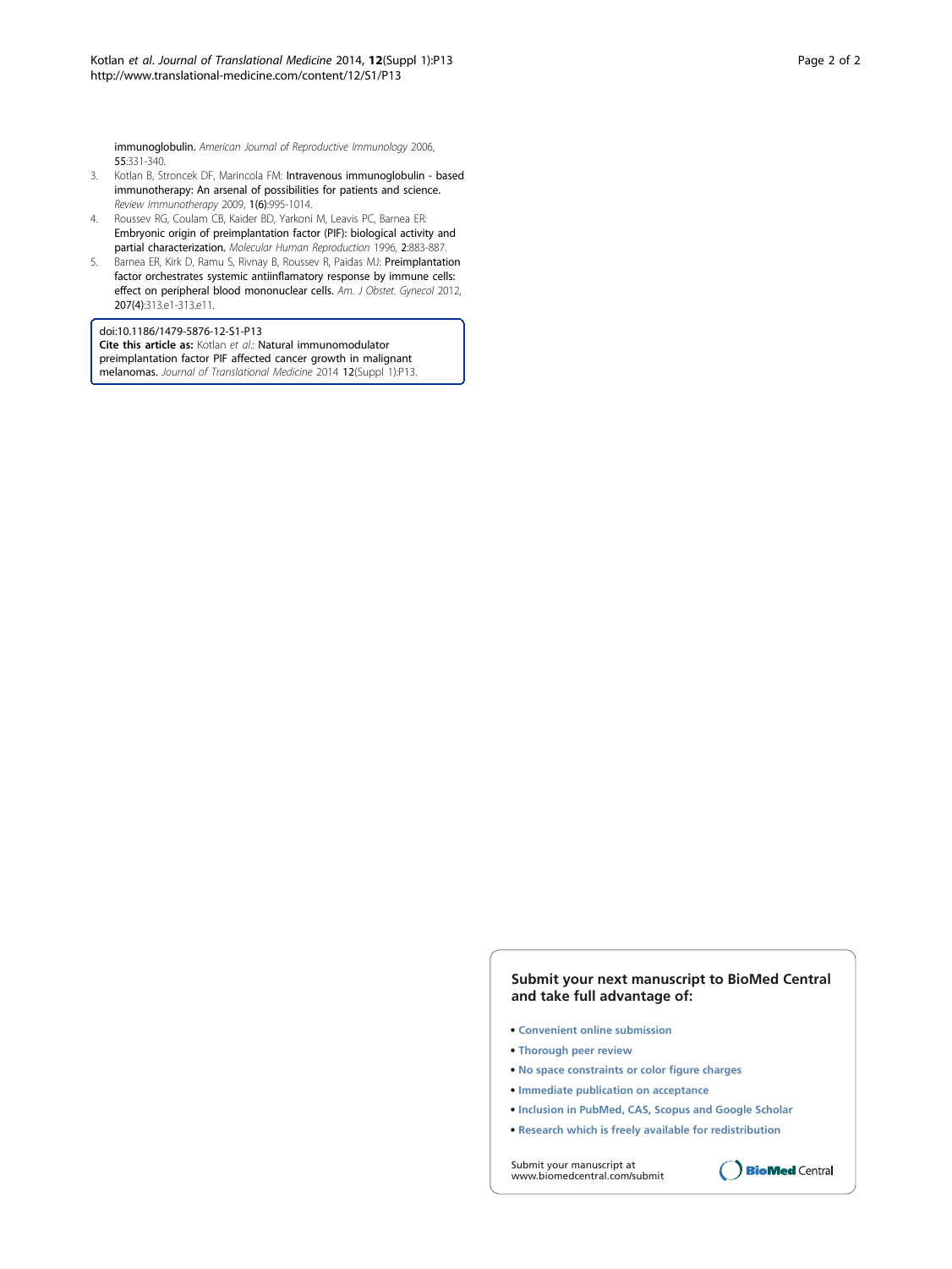immunoglobulin. *American Journal of Reproductive Immunology* 2006, **55**:331-340.

3. Kotlan B, Stroncek DF, Marincola FM: **Intravenous immunoglobulin - based immunotherapy: An arsenal of possibilities for patients and science.** *Review Immunotherapy* 2009, **1(6)**:995-1014.
4. Roussev RG, Coulam CB, Kaider BD, Yarkoni M, Leavis PC, Barnea ER: **Embryonic origin of preimplantation factor (PIF): biological activity and partial characterization.** *Molecular Human Reproduction* 1996, **2**:883-887.
5. Barnea ER, Kirk D, Ramu S, Rivnay B, Roussev R, Paidas MJ: **Preimplantation factor orchestrates systemic antiinflamatory response by immune cells: effect on peripheral blood mononuclear cells.** *Am. J Obstet. Gynecol* 2012, **207(4)**:313.e1-313.e11.

doi:10.1186/1479-5876-12-S1-P13

**Cite this article as:** Kotlan *et al.*: Natural immunomodulator preimplantation factor PIF affected cancer growth in malignant melanomas. *Journal of Translational Medicine* 2014 **12**(Suppl 1):P13.

**Submit your next manuscript to BioMed Central and take full advantage of:**

- **Convenient online submission**
- **Thorough peer review**
- **No space constraints or color figure charges**
- **Immediate publication on acceptance**
- **Inclusion in PubMed, CAS, Scopus and Google Scholar**
- **Research which is freely available for redistribution**

Submit your manuscript at www.biomedcentral.com/submit

BioMed Central